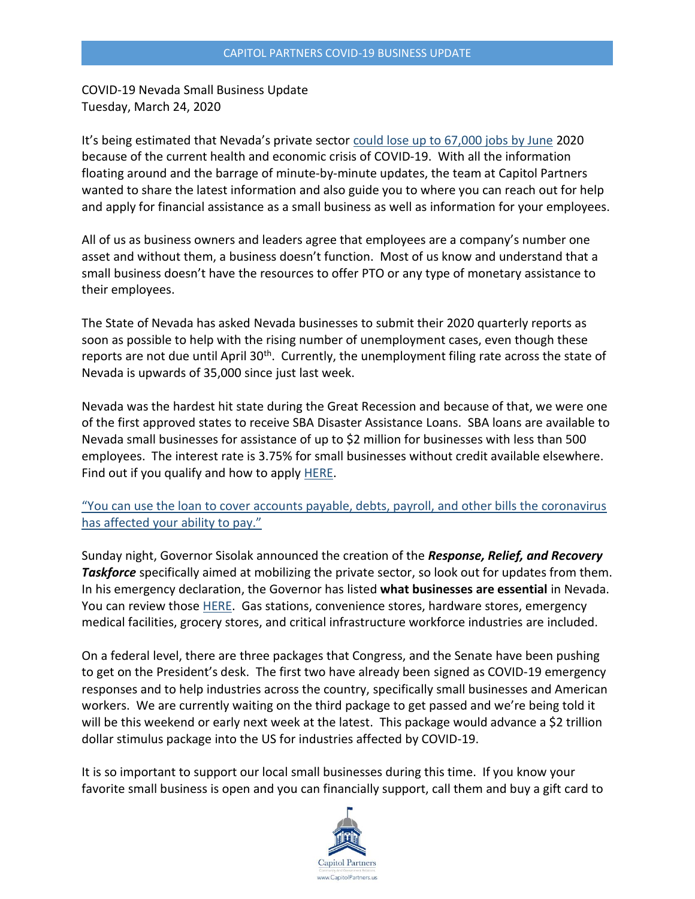CAPITOL PARTNERS COVID-19 BUSINESS UPDATE

COVID-19 Nevada Small Business Update
Tuesday, March 24, 2020

It's being estimated that Nevada's private sector could lose up to 67,000 jobs by June 2020 because of the current health and economic crisis of COVID-19. With all the information floating around and the barrage of minute-by-minute updates, the team at Capitol Partners wanted to share the latest information and also guide you to where you can reach out for help and apply for financial assistance as a small business as well as information for your employees.

All of us as business owners and leaders agree that employees are a company's number one asset and without them, a business doesn't function. Most of us know and understand that a small business doesn't have the resources to offer PTO or any type of monetary assistance to their employees.

The State of Nevada has asked Nevada businesses to submit their 2020 quarterly reports as soon as possible to help with the rising number of unemployment cases, even though these reports are not due until April 30th. Currently, the unemployment filing rate across the state of Nevada is upwards of 35,000 since just last week.

Nevada was the hardest hit state during the Great Recession and because of that, we were one of the first approved states to receive SBA Disaster Assistance Loans. SBA loans are available to Nevada small businesses for assistance of up to $2 million for businesses with less than 500 employees. The interest rate is 3.75% for small businesses without credit available elsewhere. Find out if you qualify and how to apply HERE.

"You can use the loan to cover accounts payable, debts, payroll, and other bills the coronavirus has affected your ability to pay."

Sunday night, Governor Sisolak announced the creation of the ***Response, Relief, and Recovery Taskforce*** specifically aimed at mobilizing the private sector, so look out for updates from them. In his emergency declaration, the Governor has listed **what businesses are essential** in Nevada. You can review those HERE. Gas stations, convenience stores, hardware stores, emergency medical facilities, grocery stores, and critical infrastructure workforce industries are included.

On a federal level, there are three packages that Congress, and the Senate have been pushing to get on the President's desk. The first two have already been signed as COVID-19 emergency responses and to help industries across the country, specifically small businesses and American workers. We are currently waiting on the third package to get passed and we're being told it will be this weekend or early next week at the latest. This package would advance a $2 trillion dollar stimulus package into the US for industries affected by COVID-19.

It is so important to support our local small businesses during this time. If you know your favorite small business is open and you can financially support, call them and buy a gift card to

Capitol Partners
Community and Government Relations
www.CapitolPartners.us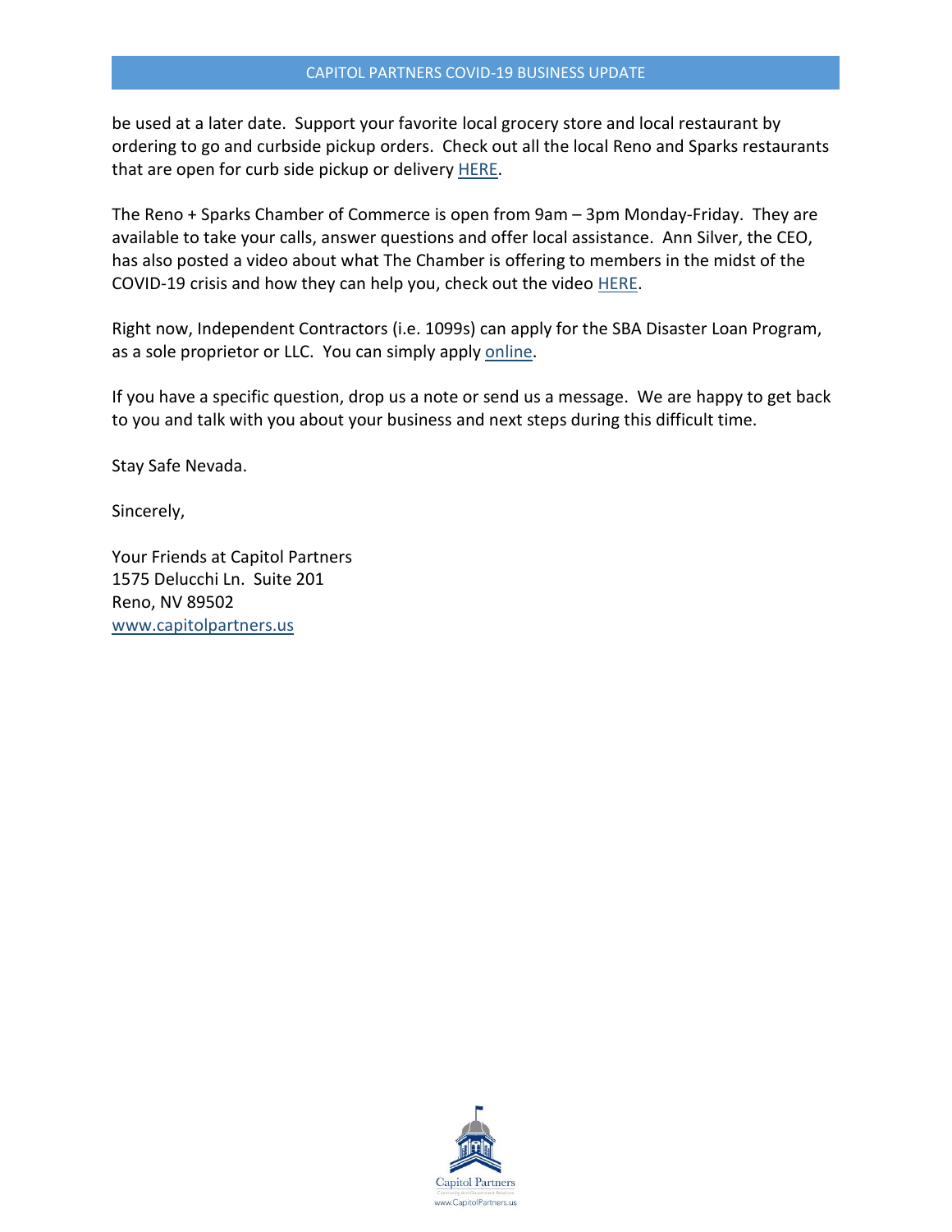be used at a later date. Support your favorite local grocery store and local restaurant by ordering to go and curbside pickup orders. Check out all the local Reno and Sparks restaurants that are open for curb side pickup or delivery HERE.

The Reno + Sparks Chamber of Commerce is open from 9am – 3pm Monday-Friday. They are available to take your calls, answer questions and offer local assistance. Ann Silver, the CEO, has also posted a video about what The Chamber is offering to members in the midst of the COVID-19 crisis and how they can help you, check out the video HERE.

Right now, Independent Contractors (i.e. 1099s) can apply for the SBA Disaster Loan Program, as a sole proprietor or LLC. You can simply apply online.

If you have a specific question, drop us a note or send us a message. We are happy to get back to you and talk with you about your business and next steps during this difficult time.

Stay Safe Nevada.

Sincerely,

Your Friends at Capitol Partners
1575 Delucchi Ln. Suite 201
Reno, NV 89502
www.capitolpartners.us